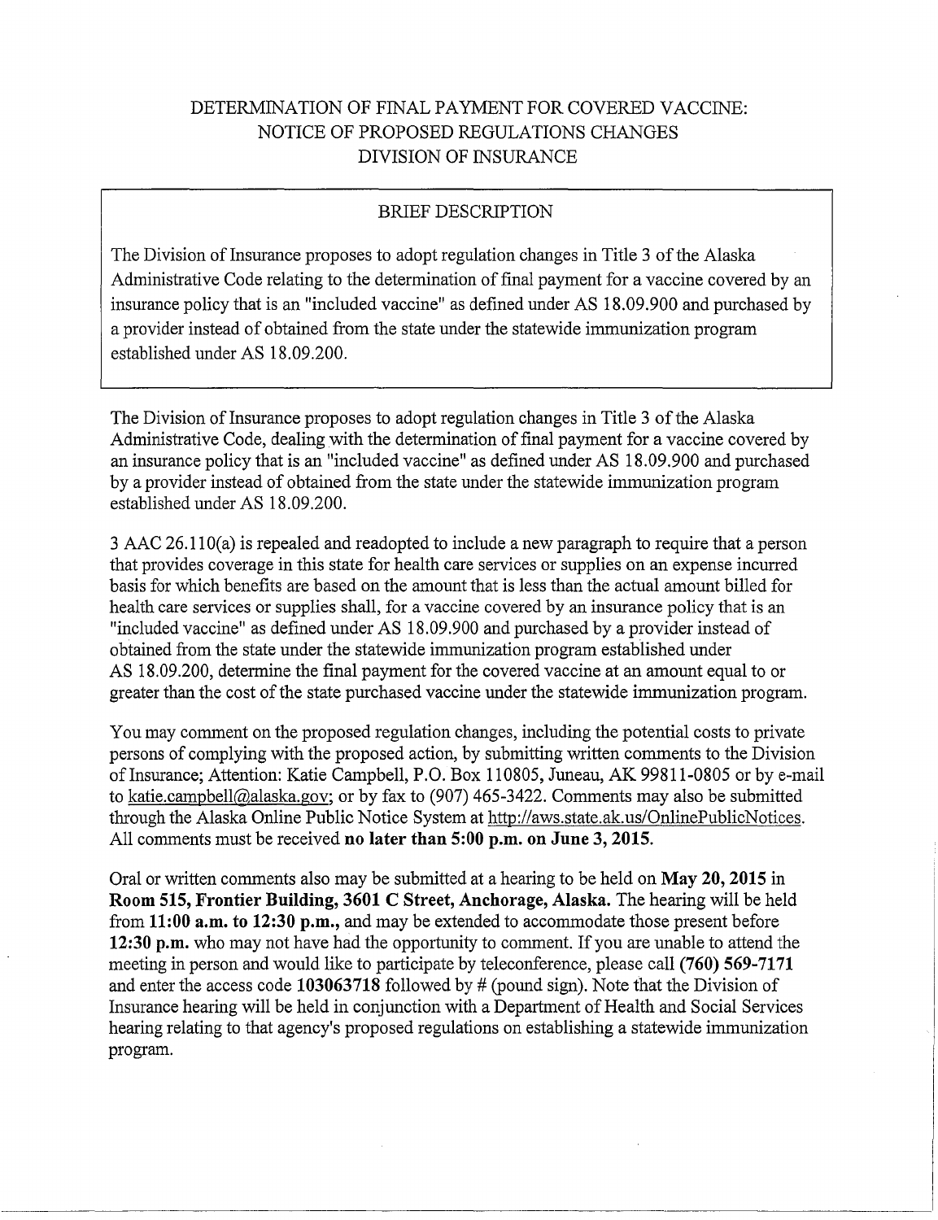# DETERMINATION OF FINAL PAYMENT FOR COVERED VACCINE: NOTICE OF PROPOSED REGULATIONS CHANGES DIVISION OF INSURANCE

## BRIEF DESCRIPTION

The Division of Insurance proposes to adopt regulation changes in Title 3 of the Alaska Administrative Code relating to the determination of final payment for a vaccine covered by an insurance policy that is an "included vaccine" as defined under AS 18.09.900 and purchased by a provider instead of obtained from the state under the statewide immunization program established under AS 18.09.200.

The Division of Insurance proposes to adopt regulation changes in Title 3 of the Alaska Administrative Code, dealing with the determination of final payment for a vaccine covered by an insurance policy that is an "included vaccine" as defined under AS 18.09.900 and purchased by a provider instead of obtained from the state under the statewide immunization program established under AS 18.09.200.

3 AAC 26.110(a) is repealed and readopted to include a new paragraph to require that a person that provides coverage in this state for health care services or supplies on an expense incurred basis for which benefits are based on the amount that is less than the actual amount billed for health care services or supplies shall, for a vaccine covered by an insurance policy that is an "included vaccine" as defined under AS 18.09.900 and purchased by a provider instead of obtained from the state under the statewide immunization program established under AS 18.09.200, determine the final payment for the covered vaccine at an amount equal to or greater than the cost of the state purchased vaccine under the statewide immunization program.

You may comment on the proposed regulation changes, including the potential costs to private persons of complying with the proposed action, by submitting written comments to the Division of Insurance; Attention: Katie Campbell, P.O. Box 110805, Juneau, AK 99811-0805 or by e-mail to katie.campbell@alaska.gov; or by fax to (907) 465-3422. Comments may also be submitted through the Alaska Online Public Notice System at http://aws.state.ak.us/OnlinePublicNotices. All comments must be received **no later than 5:00 p.m. on June 3, 2015.**

Oral or written comments also may be submitted at a hearing to be held on **May 20, 2015** in **Room 515, Frontier Building, 3601 C Street, Anchorage, Alaska.** The hearing will be held from **11:00 a.m. to 12:30 p.m.,** and may be extended to accommodate those present before **12:30 p.m.** who may not have had the opportunity to comment. If you are unable to attend the meeting in person and would like to participate by teleconference, please call **(760) 569-7171** and enter the access code **103063718** followed by # (pound sign). Note that the Division of Insurance hearing will be held in conjunction with a Department of Health and Social Services hearing relating to that agency's proposed regulations on establishing a statewide immunization program.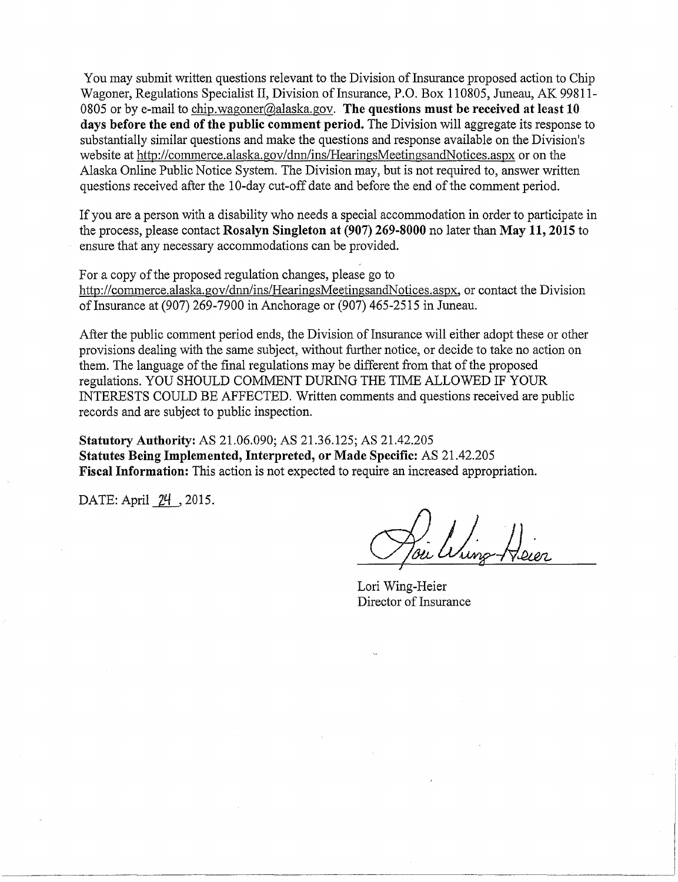You may submit written questions relevant to the Division of Insurance proposed action to Chip Wagoner, Regulations Specialist II, Division of Insurance, P.O. Box 110805, Juneau, AK 99811-0805 or by e-mail to chip.wagoner@alaska.gov. **The questions must be received at least 10 days before the end of the public comment period.** The Division will aggregate its response to substantially similar questions and make the questions and response available on the Division's website at http://commerce.alaska.gov/dnn/ins/HearingsMeetingsandNotices.aspx or on the Alaska Online Public Notice System. The Division may, but is not required to, answer written questions received after the 10-day cut-off date and before the end of the comment period.

If you are a person with a disability who needs a special accommodation in order to participate in the process, please contact **Rosalyn Singleton at (907) 269-8000** no later than **May 11, 2015** to ensure that any necessary accommodations can be provided.

For a copy of the proposed regulation changes, please go to http://commerce.alaska.gov/dnn/ins/HearingsMeetingsandNotices.aspx, or contact the Division of Insurance at (907) 269-7900 in Anchorage or (907) 465-2515 in Juneau.

After the public comment period ends, the Division of Insurance will either adopt these or other provisions dealing with the same subject, without further notice, or decide to take no action on them. The language of the final regulations may be different from that of the proposed regulations. YOU SHOULD COMMENT DURING THE TIME ALLOWED IF YOUR INTERESTS COULD BE AFFECTED. Written comments and questions received are public records and are subject to public inspection.

**Statutory Authority:** AS 21.06.090; AS 21.36.125; AS 21.42.205
**Statutes Being Implemented, Interpreted, or Made Specific:** AS 21.42.205
**Fiscal Information:** This action is not expected to require an increased appropriation.

DATE: April 24, 2015.

Lori Wing-Heier
Director of Insurance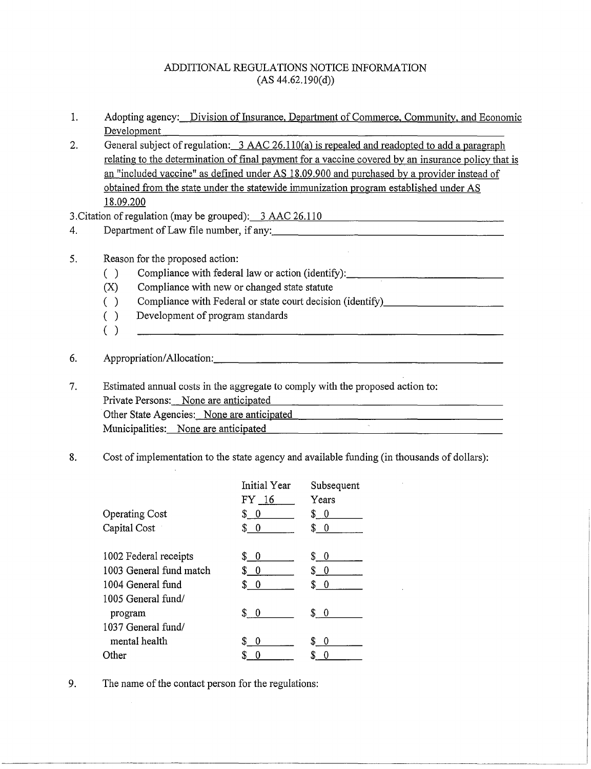# ADDITIONAL REGULATIONS NOTICE INFORMATION
(AS 44.62.190(d))

1. Adopting agency: Division of Insurance, Department of Commerce, Community, and Economic Development

2. General subject of regulation: 3 AAC 26.110(a) is repealed and readopted to add a paragraph relating to the determination of final payment for a vaccine covered by an insurance policy that is an "included vaccine" as defined under AS 18.09.900 and purchased by a provider instead of obtained from the state under the statewide immunization program established under AS 18.09.200

3. Citation of regulation (may be grouped): 3 AAC 26.110

4. Department of Law file number, if any: ______

5. Reason for the proposed action:
   - ( ) Compliance with federal law or action (identify): ______
   - (X) Compliance with new or changed state statute
   - ( ) Compliance with Federal or state court decision (identify) ______
   - ( ) Development of program standards
   - ( ) ______

6. Appropriation/Allocation: ______

7. Estimated annual costs in the aggregate to comply with the proposed action to:
   Private Persons: None are anticipated
   Other State Agencies: None are anticipated
   Municipalities: None are anticipated

8. Cost of implementation to the state agency and available funding (in thousands of dollars):

| | Initial Year FY 16 | Subsequent Years |
|---|---|---|
| Operating Cost | $ 0 | $ 0 |
| Capital Cost | $ 0 | $ 0 |
| | | |
| 1002 Federal receipts | $ 0 | $ 0 |
| 1003 General fund match | $ 0 | $ 0 |
| 1004 General fund | $ 0 | $ 0 |
| 1005 General fund/ program | $ 0 | $ 0 |
| 1037 General fund/ mental health | $ 0 | $ 0 |
| Other | $ 0 | $ 0 |

9. The name of the contact person for the regulations: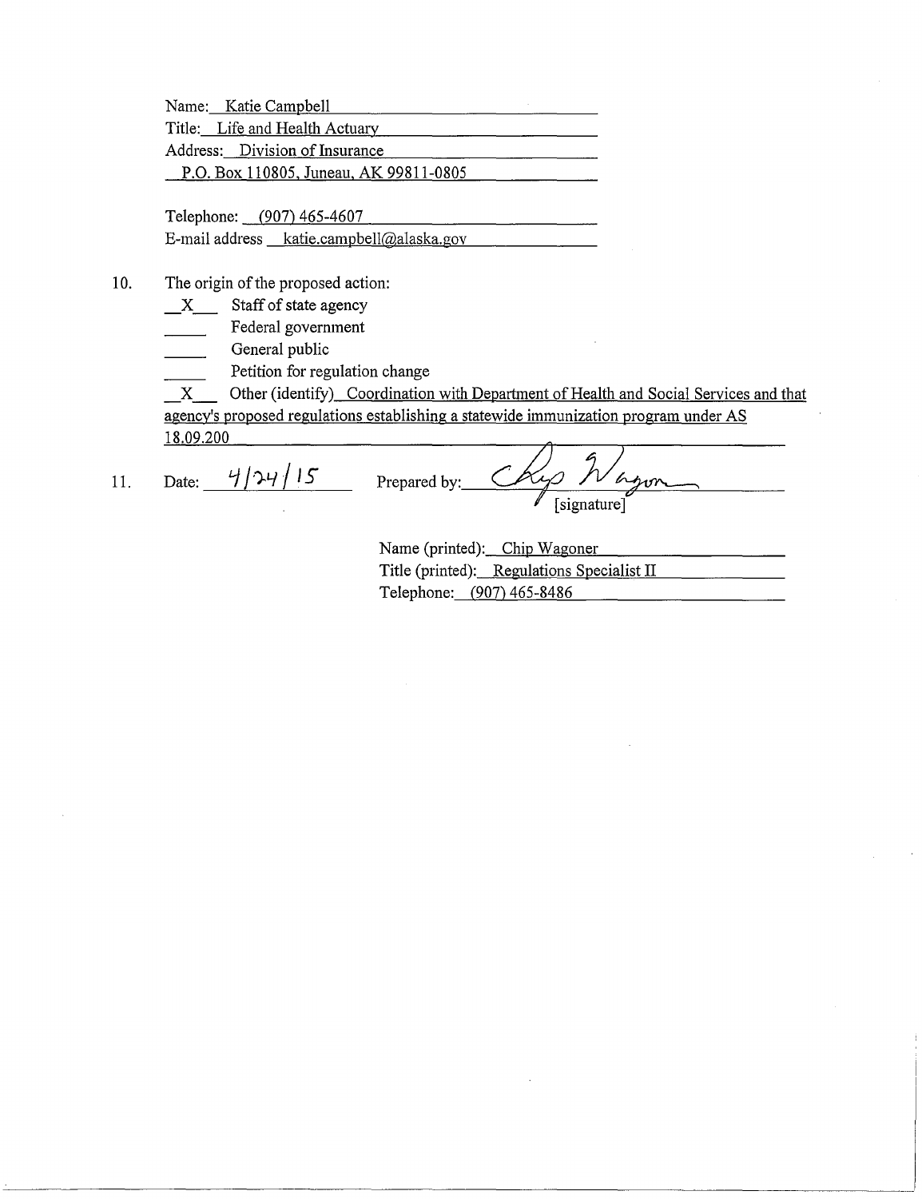Name: Katie Campbell
Title: Life and Health Actuary
Address: Division of Insurance
P.O. Box 110805, Juneau, AK 99811-0805

Telephone: (907) 465-4607
E-mail address katie.campbell@alaska.gov

10. The origin of the proposed action:
 X Staff of state agency
 ___ Federal government
 ___ General public
 ___ Petition for regulation change
 X Other (identify) Coordination with Department of Health and Social Services and that agency's proposed regulations establishing a statewide immunization program under AS 18.09.200

11. Date: 4/24/15 Prepared by: Chip Wagoner
[signature]

Name (printed): Chip Wagoner
Title (printed): Regulations Specialist II
Telephone: (907) 465-8486